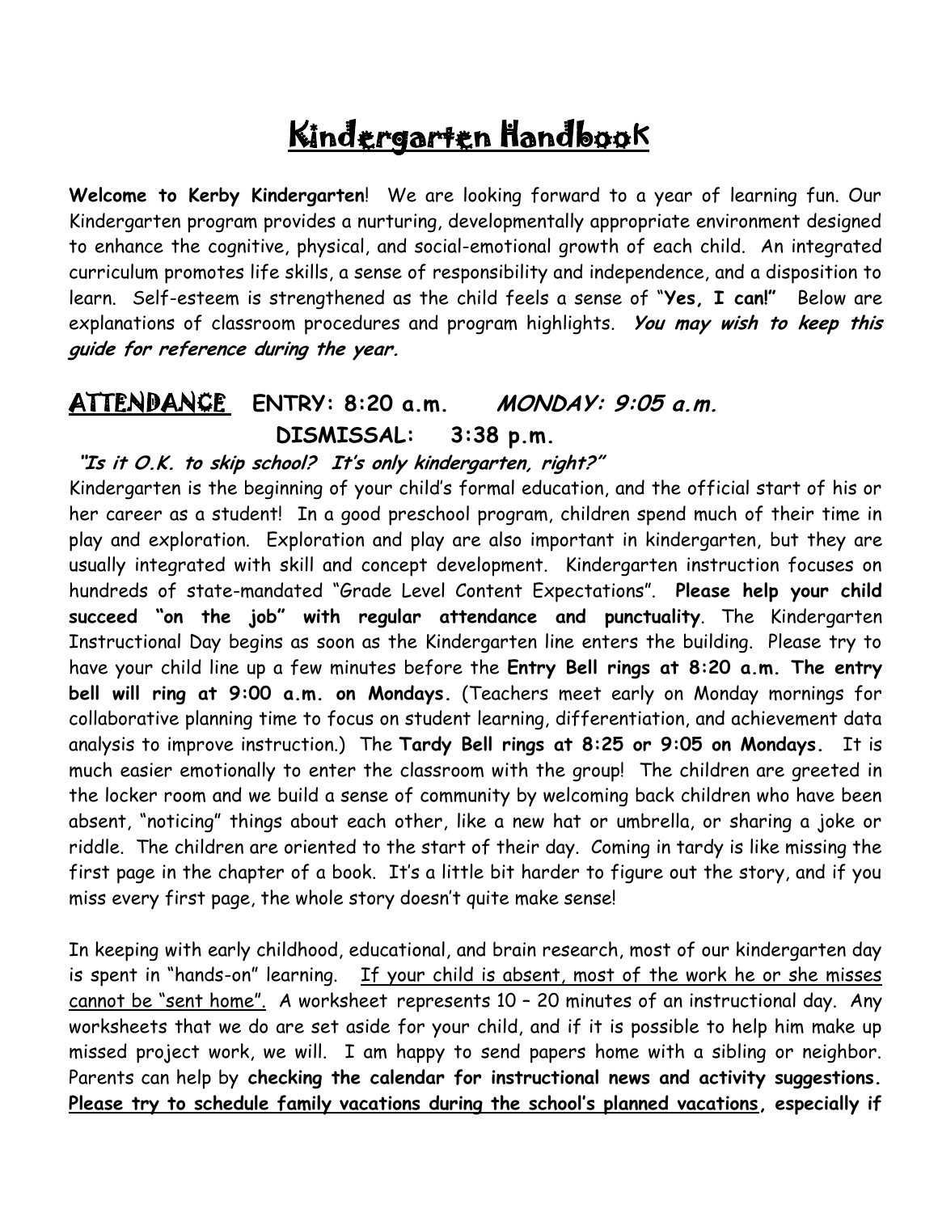# Kindergarten Handbook

**Welcome to Kerby Kindergarten**! We are looking forward to a year of learning fun. Our Kindergarten program provides a nurturing, developmentally appropriate environment designed to enhance the cognitive, physical, and social-emotional growth of each child. An integrated curriculum promotes life skills, a sense of responsibility and independence, and a disposition to learn. Self-esteem is strengthened as the child feels a sense of "**Yes, I can!**" Below are explanations of classroom procedures and program highlights. ***You may wish to keep this guide for reference during the year.***

## ATTENDANCE **ENTRY: 8:20 a.m.** ***MONDAY: 9:05 a.m.***

**DISMISSAL: 3:38 p.m.**

***"Is it O.K. to skip school? It's only kindergarten, right?"***

Kindergarten is the beginning of your child's formal education, and the official start of his or her career as a student! In a good preschool program, children spend much of their time in play and exploration. Exploration and play are also important in kindergarten, but they are usually integrated with skill and concept development. Kindergarten instruction focuses on hundreds of state-mandated "Grade Level Content Expectations". **Please help your child succeed "on the job" with regular attendance and punctuality**. The Kindergarten Instructional Day begins as soon as the Kindergarten line enters the building. Please try to have your child line up a few minutes before the **Entry Bell rings at 8:20 a.m. The entry bell will ring at 9:00 a.m. on Mondays.** (Teachers meet early on Monday mornings for collaborative planning time to focus on student learning, differentiation, and achievement data analysis to improve instruction.) The **Tardy Bell rings at 8:25 or 9:05 on Mondays.** It is much easier emotionally to enter the classroom with the group! The children are greeted in the locker room and we build a sense of community by welcoming back children who have been absent, "noticing" things about each other, like a new hat or umbrella, or sharing a joke or riddle. The children are oriented to the start of their day. Coming in tardy is like missing the first page in the chapter of a book. It's a little bit harder to figure out the story, and if you miss every first page, the whole story doesn't quite make sense!

In keeping with early childhood, educational, and brain research, most of our kindergarten day is spent in "hands-on" learning. <u>If your child is absent, most of the work he or she misses cannot be "sent home".</u> A worksheet represents 10 – 20 minutes of an instructional day. Any worksheets that we do are set aside for your child, and if it is possible to help him make up missed project work, we will. I am happy to send papers home with a sibling or neighbor. Parents can help by **checking the calendar for instructional news and activity suggestions. <u>Please try to schedule family vacations during the school's planned vacations</u>, especially if**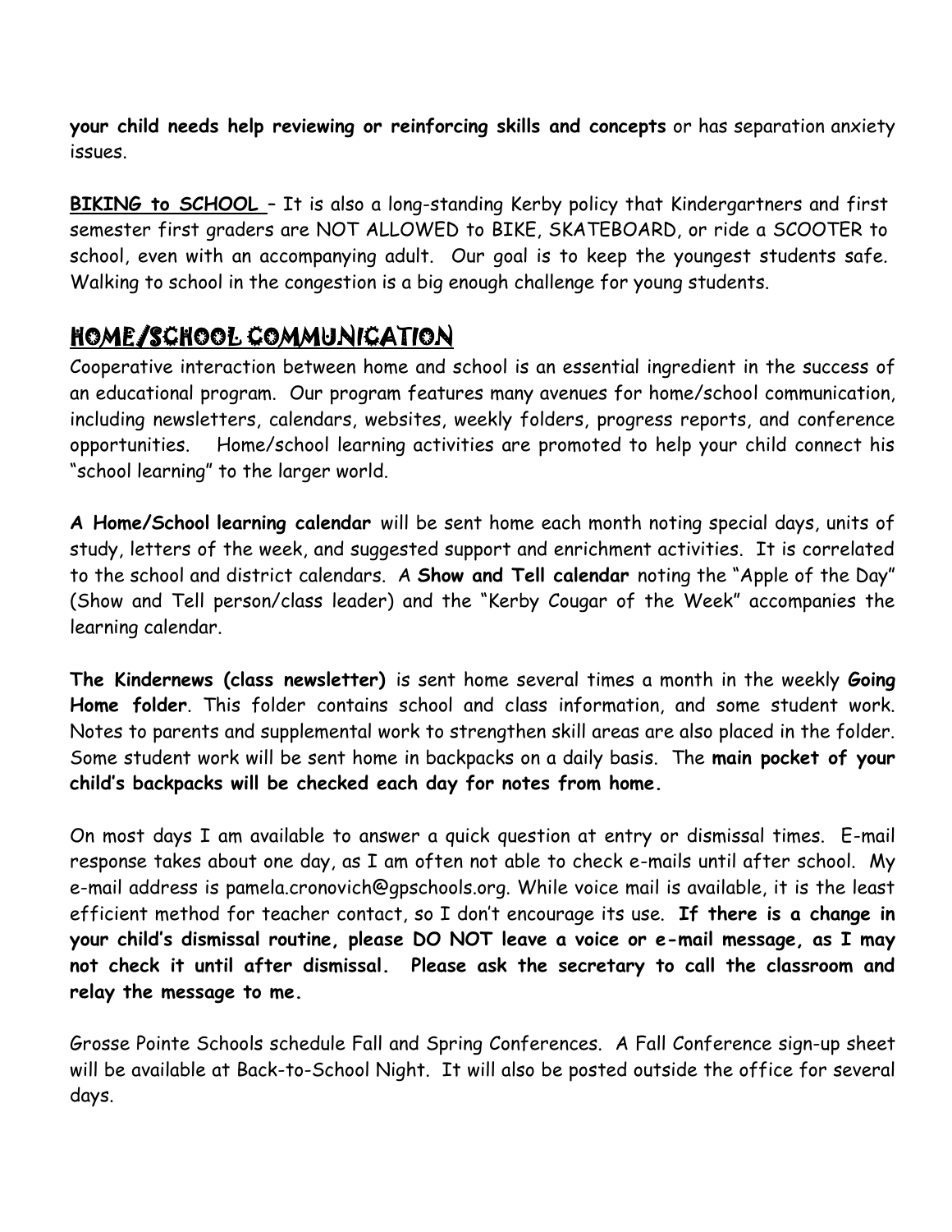**your child needs help reviewing or reinforcing skills and concepts** or has separation anxiety issues.

**BIKING to SCHOOL** – It is also a long-standing Kerby policy that Kindergartners and first semester first graders are NOT ALLOWED to BIKE, SKATEBOARD, or ride a SCOOTER to school, even with an accompanying adult. Our goal is to keep the youngest students safe. Walking to school in the congestion is a big enough challenge for young students.

## HOME/SCHOOL COMMUNICATION

Cooperative interaction between home and school is an essential ingredient in the success of an educational program. Our program features many avenues for home/school communication, including newsletters, calendars, websites, weekly folders, progress reports, and conference opportunities. Home/school learning activities are promoted to help your child connect his "school learning" to the larger world.

**A Home/School learning calendar** will be sent home each month noting special days, units of study, letters of the week, and suggested support and enrichment activities. It is correlated to the school and district calendars. A **Show and Tell calendar** noting the "Apple of the Day" (Show and Tell person/class leader) and the "Kerby Cougar of the Week" accompanies the learning calendar.

**The Kindernews (class newsletter)** is sent home several times a month in the weekly **Going Home folder**. This folder contains school and class information, and some student work. Notes to parents and supplemental work to strengthen skill areas are also placed in the folder. Some student work will be sent home in backpacks on a daily basis. The **main pocket of your child's backpacks will be checked each day for notes from home.**

On most days I am available to answer a quick question at entry or dismissal times. E-mail response takes about one day, as I am often not able to check e-mails until after school. My e-mail address is pamela.cronovich@gpschools.org. While voice mail is available, it is the least efficient method for teacher contact, so I don't encourage its use. **If there is a change in your child's dismissal routine, please DO NOT leave a voice or e-mail message, as I may not check it until after dismissal. Please ask the secretary to call the classroom and relay the message to me.**

Grosse Pointe Schools schedule Fall and Spring Conferences. A Fall Conference sign-up sheet will be available at Back-to-School Night. It will also be posted outside the office for several days.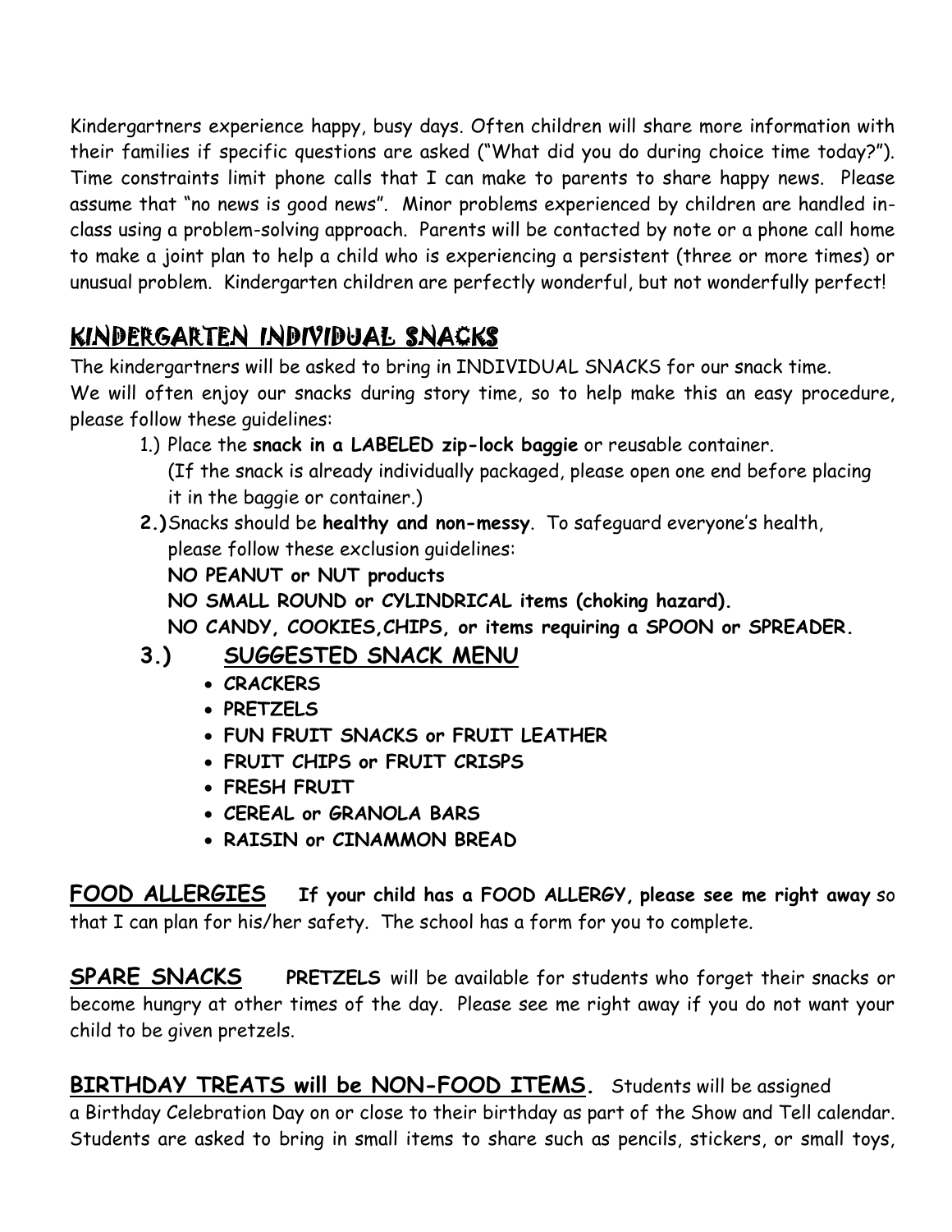Kindergartners experience happy, busy days. Often children will share more information with their families if specific questions are asked ("What did you do during choice time today?"). Time constraints limit phone calls that I can make to parents to share happy news. Please assume that "no news is good news". Minor problems experienced by children are handled in-class using a problem-solving approach. Parents will be contacted by note or a phone call home to make a joint plan to help a child who is experiencing a persistent (three or more times) or unusual problem. Kindergarten children are perfectly wonderful, but not wonderfully perfect!

## KINDERGARTEN INDIVIDUAL SNACKS

The kindergartners will be asked to bring in INDIVIDUAL SNACKS for our snack time.
We will often enjoy our snacks during story time, so to help make this an easy procedure, please follow these guidelines:

1.) Place the **snack in a LABELED zip-lock baggie** or reusable container.
(If the snack is already individually packaged, please open one end before placing it in the baggie or container.)

**2.)** Snacks should be **healthy and non-messy**. To safeguard everyone's health, please follow these exclusion guidelines:
**NO PEANUT or NUT products**
**NO SMALL ROUND or CYLINDRICAL items (choking hazard).**
**NO CANDY, COOKIES,CHIPS, or items requiring a SPOON or SPREADER.**

**3.) SUGGESTED SNACK MENU**

- **CRACKERS**
- **PRETZELS**
- **FUN FRUIT SNACKS or FRUIT LEATHER**
- **FRUIT CHIPS or FRUIT CRISPS**
- **FRESH FRUIT**
- **CEREAL or GRANOLA BARS**
- **RAISIN or CINAMMON BREAD**

**FOOD ALLERGIES** **If your child has a FOOD ALLERGY, please see me right away** so that I can plan for his/her safety. The school has a form for you to complete.

**SPARE SNACKS** **PRETZELS** will be available for students who forget their snacks or become hungry at other times of the day. Please see me right away if you do not want your child to be given pretzels.

**BIRTHDAY TREATS will be NON-FOOD ITEMS.** Students will be assigned a Birthday Celebration Day on or close to their birthday as part of the Show and Tell calendar. Students are asked to bring in small items to share such as pencils, stickers, or small toys,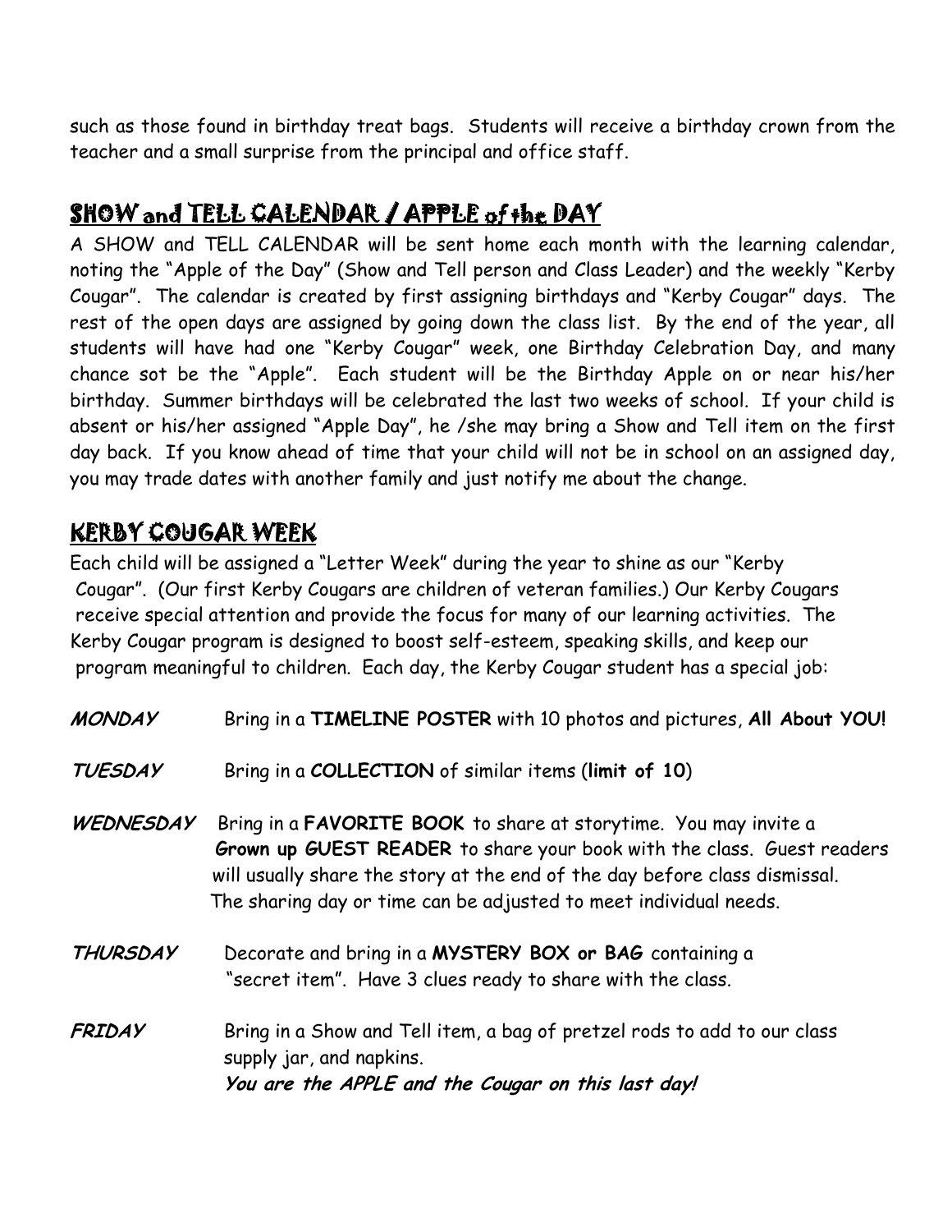such as those found in birthday treat bags. Students will receive a birthday crown from the teacher and a small surprise from the principal and office staff.

## SHOW and TELL CALENDAR / APPLE of the DAY

A SHOW and TELL CALENDAR will be sent home each month with the learning calendar, noting the "Apple of the Day" (Show and Tell person and Class Leader) and the weekly "Kerby Cougar". The calendar is created by first assigning birthdays and "Kerby Cougar" days. The rest of the open days are assigned by going down the class list. By the end of the year, all students will have had one "Kerby Cougar" week, one Birthday Celebration Day, and many chance sot be the "Apple". Each student will be the Birthday Apple on or near his/her birthday. Summer birthdays will be celebrated the last two weeks of school. If your child is absent or his/her assigned "Apple Day", he /she may bring a Show and Tell item on the first day back. If you know ahead of time that your child will not be in school on an assigned day, you may trade dates with another family and just notify me about the change.

## KERBY COUGAR WEEK

Each child will be assigned a "Letter Week" during the year to shine as our "Kerby Cougar". (Our first Kerby Cougars are children of veteran families.) Our Kerby Cougars receive special attention and provide the focus for many of our learning activities. The Kerby Cougar program is designed to boost self-esteem, speaking skills, and keep our program meaningful to children. Each day, the Kerby Cougar student has a special job:

***MONDAY*** Bring in a **TIMELINE POSTER** with 10 photos and pictures, **All About YOU!**

***TUESDAY*** Bring in a **COLLECTION** of similar items (**limit of 10**)

***WEDNESDAY*** Bring in a **FAVORITE BOOK** to share at storytime. You may invite a **Grown up GUEST READER** to share your book with the class. Guest readers will usually share the story at the end of the day before class dismissal. The sharing day or time can be adjusted to meet individual needs.

***THURSDAY*** Decorate and bring in a **MYSTERY BOX or BAG** containing a "secret item". Have 3 clues ready to share with the class.

***FRIDAY*** Bring in a Show and Tell item, a bag of pretzel rods to add to our class supply jar, and napkins.
***You are the APPLE and the Cougar on this last day!***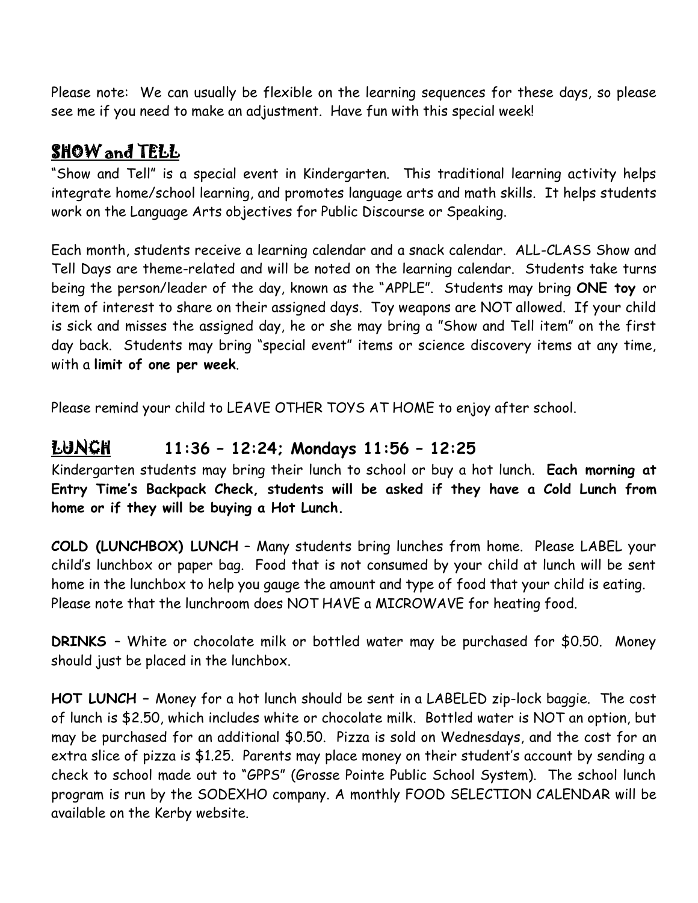Please note: We can usually be flexible on the learning sequences for these days, so please see me if you need to make an adjustment. Have fun with this special week!

## SHOW and TELL

"Show and Tell" is a special event in Kindergarten. This traditional learning activity helps integrate home/school learning, and promotes language arts and math skills. It helps students work on the Language Arts objectives for Public Discourse or Speaking.

Each month, students receive a learning calendar and a snack calendar. ALL-CLASS Show and Tell Days are theme-related and will be noted on the learning calendar. Students take turns being the person/leader of the day, known as the "APPLE". Students may bring **ONE toy** or item of interest to share on their assigned days. Toy weapons are NOT allowed. If your child is sick and misses the assigned day, he or she may bring a "Show and Tell item" on the first day back. Students may bring "special event" items or science discovery items at any time, with a **limit of one per week**.

Please remind your child to LEAVE OTHER TOYS AT HOME to enjoy after school.

## LUNCH 11:36 – 12:24; Mondays 11:56 – 12:25

Kindergarten students may bring their lunch to school or buy a hot lunch. **Each morning at Entry Time's Backpack Check, students will be asked if they have a Cold Lunch from home or if they will be buying a Hot Lunch.**

**COLD (LUNCHBOX) LUNCH** – Many students bring lunches from home. Please LABEL your child's lunchbox or paper bag. Food that is not consumed by your child at lunch will be sent home in the lunchbox to help you gauge the amount and type of food that your child is eating. Please note that the lunchroom does NOT HAVE a MICROWAVE for heating food.

**DRINKS** – White or chocolate milk or bottled water may be purchased for $0.50. Money should just be placed in the lunchbox.

**HOT LUNCH** – Money for a hot lunch should be sent in a LABELED zip-lock baggie. The cost of lunch is $2.50, which includes white or chocolate milk. Bottled water is NOT an option, but may be purchased for an additional $0.50. Pizza is sold on Wednesdays, and the cost for an extra slice of pizza is $1.25. Parents may place money on their student's account by sending a check to school made out to "GPPS" (Grosse Pointe Public School System). The school lunch program is run by the SODEXHO company. A monthly FOOD SELECTION CALENDAR will be available on the Kerby website.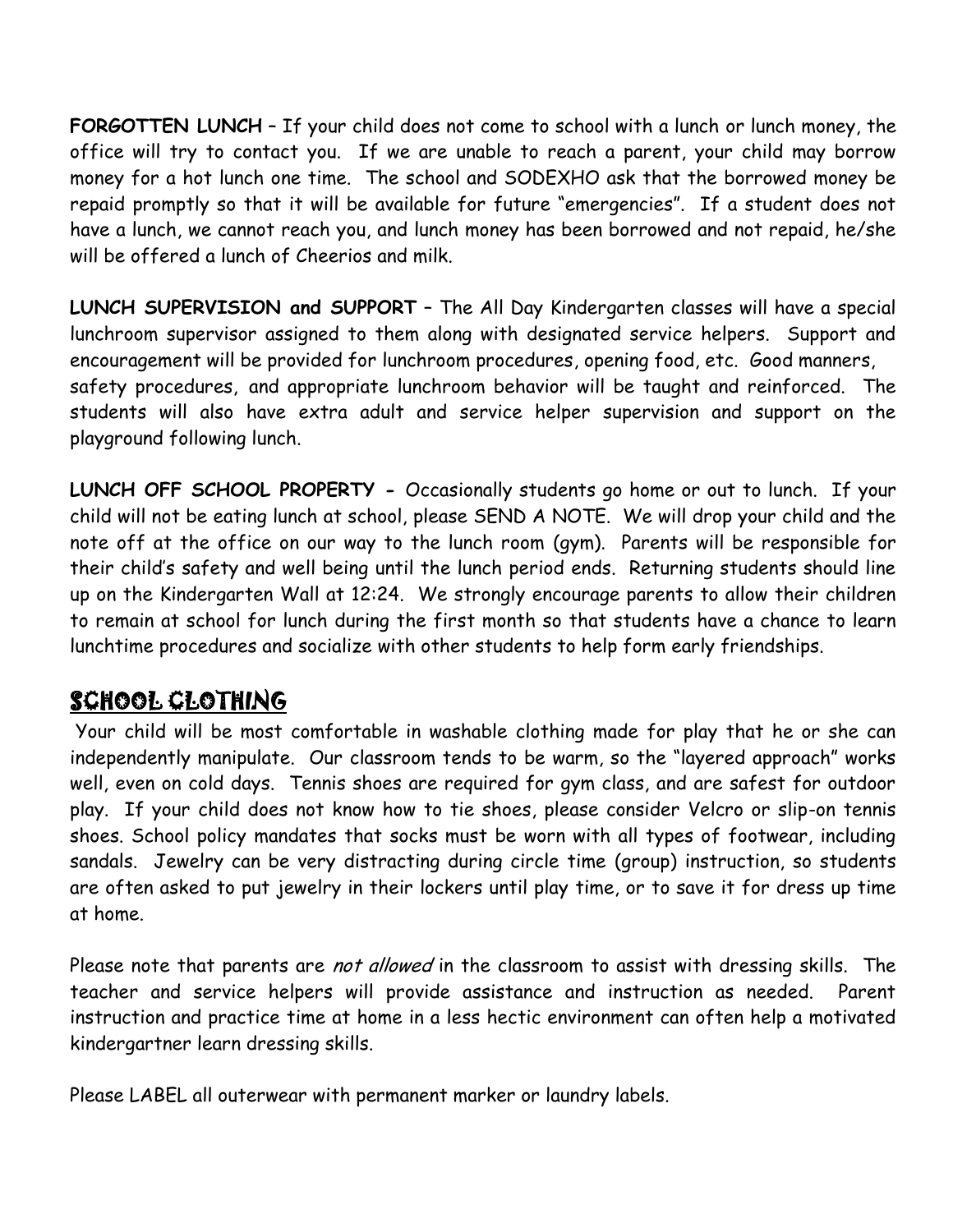**FORGOTTEN LUNCH** – If your child does not come to school with a lunch or lunch money, the office will try to contact you. If we are unable to reach a parent, your child may borrow money for a hot lunch one time. The school and SODEXHO ask that the borrowed money be repaid promptly so that it will be available for future "emergencies". If a student does not have a lunch, we cannot reach you, and lunch money has been borrowed and not repaid, he/she will be offered a lunch of Cheerios and milk.

**LUNCH SUPERVISION and SUPPORT** – The All Day Kindergarten classes will have a special lunchroom supervisor assigned to them along with designated service helpers. Support and encouragement will be provided for lunchroom procedures, opening food, etc. Good manners, safety procedures, and appropriate lunchroom behavior will be taught and reinforced. The students will also have extra adult and service helper supervision and support on the playground following lunch.

**LUNCH OFF SCHOOL PROPERTY -** Occasionally students go home or out to lunch. If your child will not be eating lunch at school, please SEND A NOTE. We will drop your child and the note off at the office on our way to the lunch room (gym). Parents will be responsible for their child's safety and well being until the lunch period ends. Returning students should line up on the Kindergarten Wall at 12:24. We strongly encourage parents to allow their children to remain at school for lunch during the first month so that students have a chance to learn lunchtime procedures and socialize with other students to help form early friendships.

## SCHOOL CLOTHING

Your child will be most comfortable in washable clothing made for play that he or she can independently manipulate. Our classroom tends to be warm, so the "layered approach" works well, even on cold days. Tennis shoes are required for gym class, and are safest for outdoor play. If your child does not know how to tie shoes, please consider Velcro or slip-on tennis shoes. School policy mandates that socks must be worn with all types of footwear, including sandals. Jewelry can be very distracting during circle time (group) instruction, so students are often asked to put jewelry in their lockers until play time, or to save it for dress up time at home.

Please note that parents are *not allowed* in the classroom to assist with dressing skills. The teacher and service helpers will provide assistance and instruction as needed. Parent instruction and practice time at home in a less hectic environment can often help a motivated kindergartner learn dressing skills.

Please LABEL all outerwear with permanent marker or laundry labels.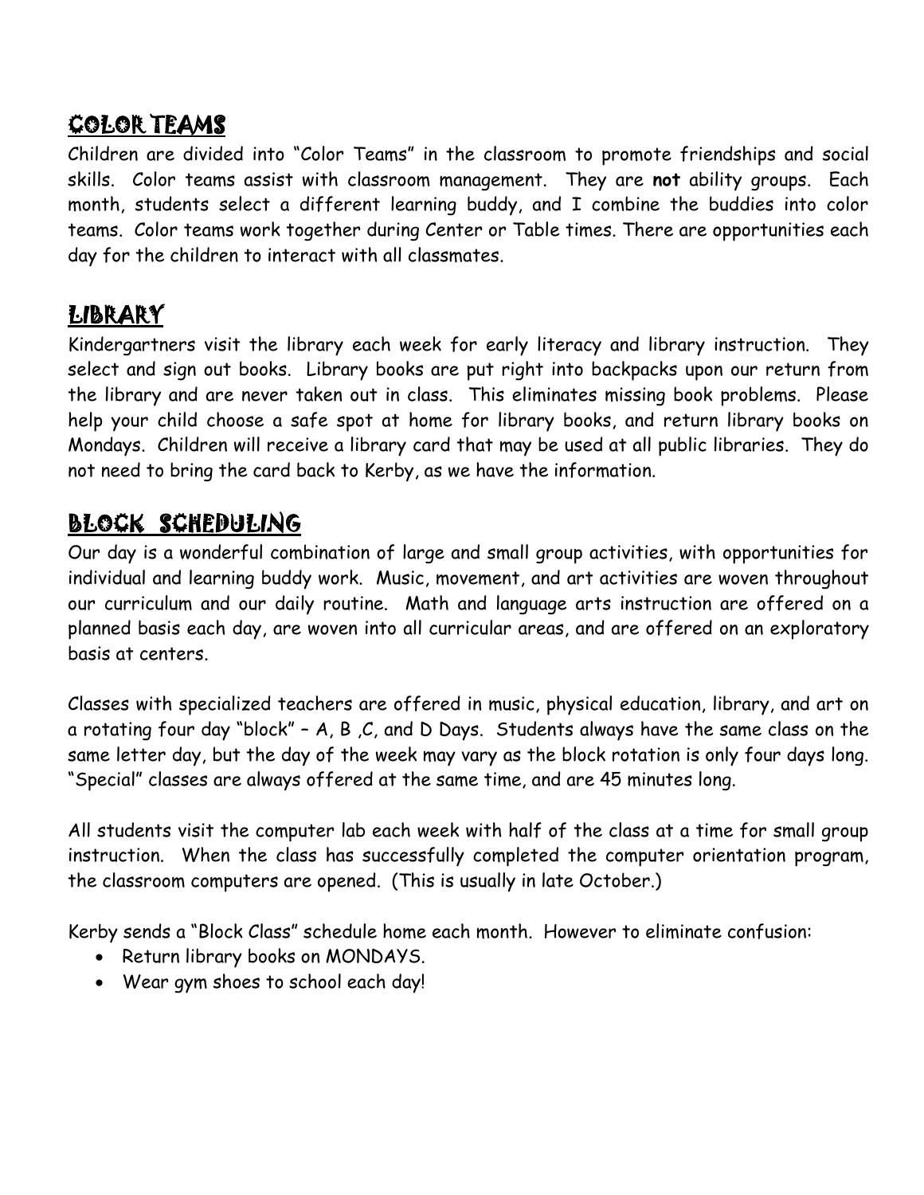## COLOR TEAMS

Children are divided into "Color Teams" in the classroom to promote friendships and social skills. Color teams assist with classroom management. They are **not** ability groups. Each month, students select a different learning buddy, and I combine the buddies into color teams. Color teams work together during Center or Table times. There are opportunities each day for the children to interact with all classmates.

## LIBRARY

Kindergartners visit the library each week for early literacy and library instruction. They select and sign out books. Library books are put right into backpacks upon our return from the library and are never taken out in class. This eliminates missing book problems. Please help your child choose a safe spot at home for library books, and return library books on Mondays. Children will receive a library card that may be used at all public libraries. They do not need to bring the card back to Kerby, as we have the information.

## BLOCK SCHEDULING

Our day is a wonderful combination of large and small group activities, with opportunities for individual and learning buddy work. Music, movement, and art activities are woven throughout our curriculum and our daily routine. Math and language arts instruction are offered on a planned basis each day, are woven into all curricular areas, and are offered on an exploratory basis at centers.

Classes with specialized teachers are offered in music, physical education, library, and art on a rotating four day "block" – A, B ,C, and D Days. Students always have the same class on the same letter day, but the day of the week may vary as the block rotation is only four days long. "Special" classes are always offered at the same time, and are 45 minutes long.

All students visit the computer lab each week with half of the class at a time for small group instruction. When the class has successfully completed the computer orientation program, the classroom computers are opened. (This is usually in late October.)

Kerby sends a "Block Class" schedule home each month. However to eliminate confusion:

- Return library books on MONDAYS.
- Wear gym shoes to school each day!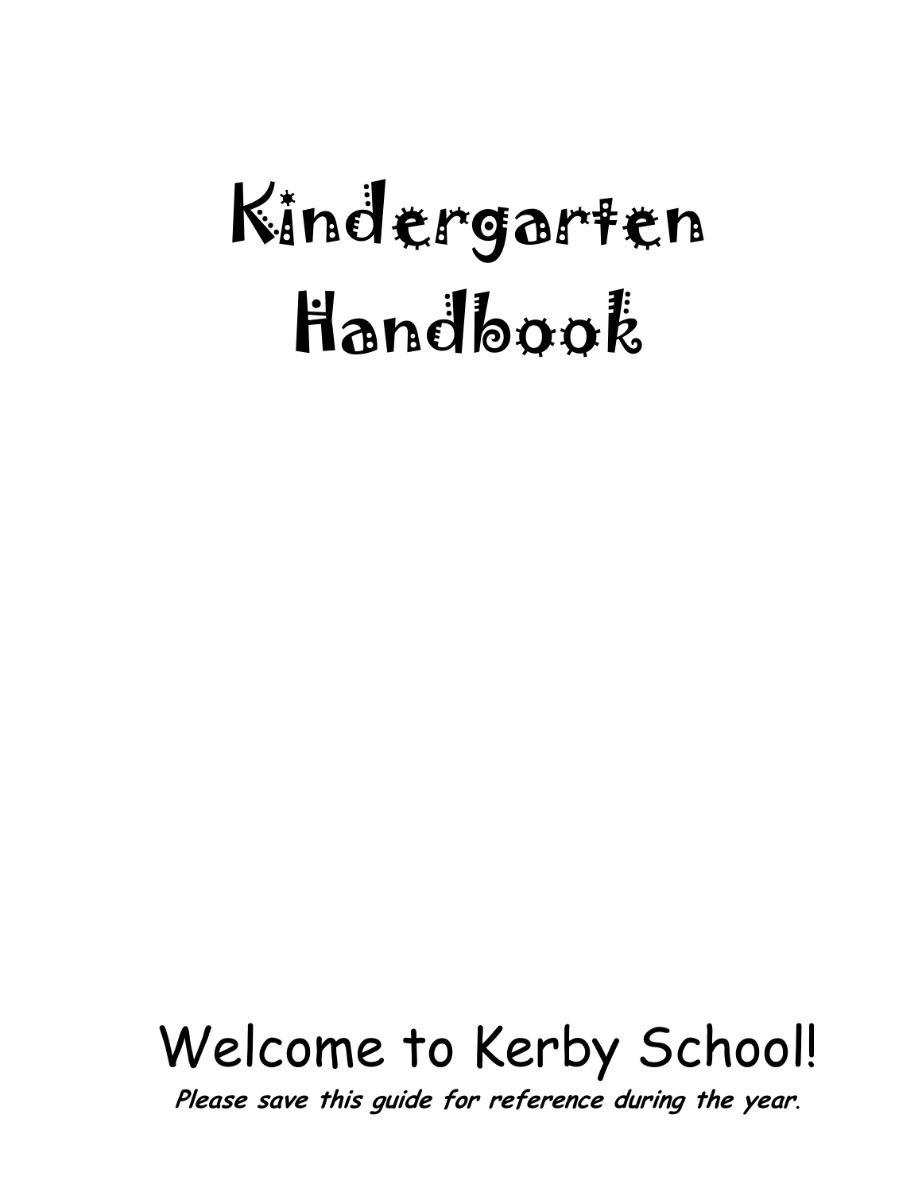# Kindergarten Handbook

Welcome to Kerby School!

***Please save this guide for reference during the year.***